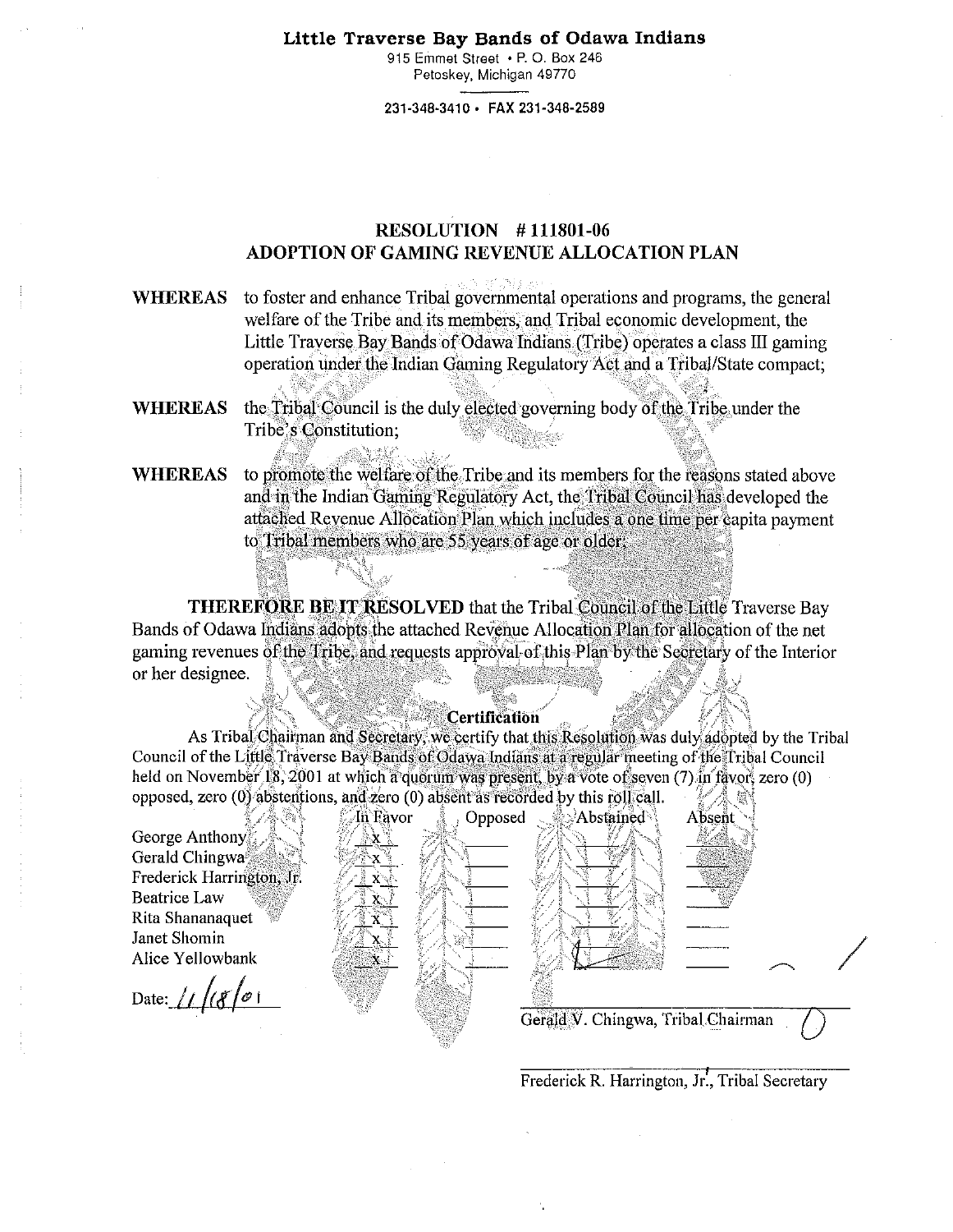**Little Traverse Bay Bands of Odawa Indians**
915 Emmet Street • P. O. Box 246
Petoskey, Michigan 49770

231-348-3410 • FAX 231-348-2589

## RESOLUTION # 111801-06
## ADOPTION OF GAMING REVENUE ALLOCATION PLAN

**WHEREAS** to foster and enhance Tribal governmental operations and programs, the general welfare of the Tribe and its members, and Tribal economic development, the Little Traverse Bay Bands of Odawa Indians (Tribe) operates a class III gaming operation under the Indian Gaming Regulatory Act and a Tribal/State compact;

**WHEREAS** the Tribal Council is the duly elected governing body of the Tribe under the Tribe's Constitution;

**WHEREAS** to promote the welfare of the Tribe and its members for the reasons stated above and in the Indian Gaming Regulatory Act, the Tribal Council has developed the attached Revenue Allocation Plan which includes a one time per capita payment to Tribal members who are 55 years of age or older;

**THEREFORE BE IT RESOLVED** that the Tribal Council of the Little Traverse Bay Bands of Odawa Indians adopts the attached Revenue Allocation Plan for allocation of the net gaming revenues of the Tribe, and requests approval of this Plan by the Secretary of the Interior or her designee.

**Certification**

As Tribal Chairman and Secretary, we certify that this Resolution was duly adopted by the Tribal Council of the Little Traverse Bay Bands of Odawa Indians at a regular meeting of the Tribal Council held on November 18, 2001 at which a quorum was present, by a vote of seven (7) in favor, zero (0) opposed, zero (0) abstentions, and zero (0) absent as recorded by this roll call.

| | In Favor | Opposed | Abstained | Absent |
|---|---|---|---|---|
| George Anthony | x | | | |
| Gerald Chingwa | x | | | |
| Frederick Harrington, Jr. | x | | | |
| Beatrice Law | x | | | |
| Rita Shananaquet | x | | | |
| Janet Shomin | x | | | |
| Alice Yellowbank | x | | | |

Date: 11/18/01

Gerald V. Chingwa, Tribal Chairman

Frederick R. Harrington, Jr., Tribal Secretary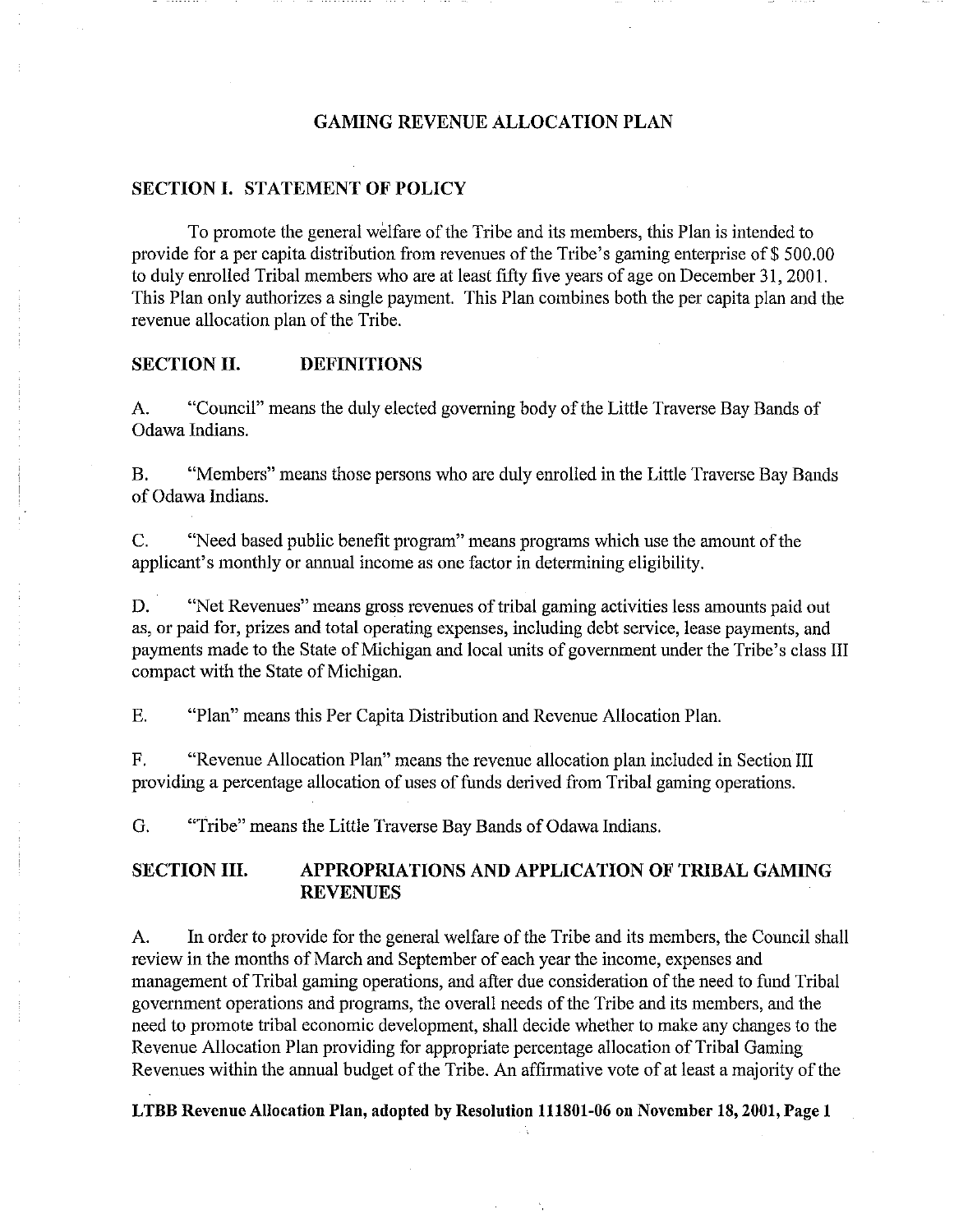## GAMING REVENUE ALLOCATION PLAN

### SECTION I. STATEMENT OF POLICY

To promote the general welfare of the Tribe and its members, this Plan is intended to provide for a per capita distribution from revenues of the Tribe's gaming enterprise of $ 500.00 to duly enrolled Tribal members who are at least fifty five years of age on December 31, 2001. This Plan only authorizes a single payment. This Plan combines both the per capita plan and the revenue allocation plan of the Tribe.

### SECTION II. DEFINITIONS

A. "Council" means the duly elected governing body of the Little Traverse Bay Bands of Odawa Indians.

B. "Members" means those persons who are duly enrolled in the Little Traverse Bay Bands of Odawa Indians.

C. "Need based public benefit program" means programs which use the amount of the applicant's monthly or annual income as one factor in determining eligibility.

D. "Net Revenues" means gross revenues of tribal gaming activities less amounts paid out as, or paid for, prizes and total operating expenses, including debt service, lease payments, and payments made to the State of Michigan and local units of government under the Tribe's class III compact with the State of Michigan.

E. "Plan" means this Per Capita Distribution and Revenue Allocation Plan.

F. "Revenue Allocation Plan" means the revenue allocation plan included in Section III providing a percentage allocation of uses of funds derived from Tribal gaming operations.

G. "Tribe" means the Little Traverse Bay Bands of Odawa Indians.

### SECTION III. APPROPRIATIONS AND APPLICATION OF TRIBAL GAMING REVENUES

A. In order to provide for the general welfare of the Tribe and its members, the Council shall review in the months of March and September of each year the income, expenses and management of Tribal gaming operations, and after due consideration of the need to fund Tribal government operations and programs, the overall needs of the Tribe and its members, and the need to promote tribal economic development, shall decide whether to make any changes to the Revenue Allocation Plan providing for appropriate percentage allocation of Tribal Gaming Revenues within the annual budget of the Tribe. An affirmative vote of at least a majority of the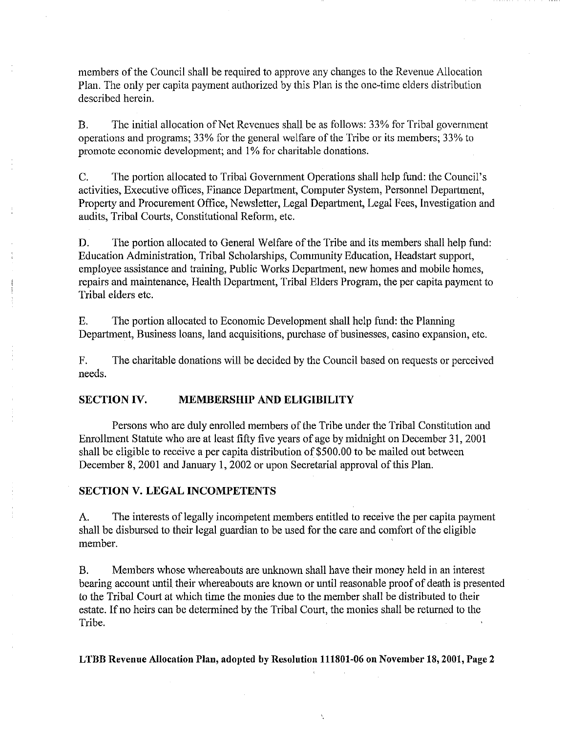members of the Council shall be required to approve any changes to the Revenue Allocation Plan. The only per capita payment authorized by this Plan is the one-time elders distribution described herein.

B. The initial allocation of Net Revenues shall be as follows: 33% for Tribal government operations and programs; 33% for the general welfare of the Tribe or its members; 33% to promote economic development; and 1% for charitable donations.

C. The portion allocated to Tribal Government Operations shall help fund: the Council's activities, Executive offices, Finance Department, Computer System, Personnel Department, Property and Procurement Office, Newsletter, Legal Department, Legal Fees, Investigation and audits, Tribal Courts, Constitutional Reform, etc.

D. The portion allocated to General Welfare of the Tribe and its members shall help fund: Education Administration, Tribal Scholarships, Community Education, Headstart support, employee assistance and training, Public Works Department, new homes and mobile homes, repairs and maintenance, Health Department, Tribal Elders Program, the per capita payment to Tribal elders etc.

E. The portion allocated to Economic Development shall help fund: the Planning Department, Business loans, land acquisitions, purchase of businesses, casino expansion, etc.

F. The charitable donations will be decided by the Council based on requests or perceived needs.

## SECTION IV. MEMBERSHIP AND ELIGIBILITY

Persons who are duly enrolled members of the Tribe under the Tribal Constitution and Enrollment Statute who are at least fifty five years of age by midnight on December 31, 2001 shall be eligible to receive a per capita distribution of $500.00 to be mailed out between December 8, 2001 and January 1, 2002 or upon Secretarial approval of this Plan.

## SECTION V. LEGAL INCOMPETENTS

A. The interests of legally incompetent members entitled to receive the per capita payment shall be disbursed to their legal guardian to be used for the care and comfort of the eligible member.

B. Members whose whereabouts are unknown shall have their money held in an interest bearing account until their whereabouts are known or until reasonable proof of death is presented to the Tribal Court at which time the monies due to the member shall be distributed to their estate. If no heirs can be determined by the Tribal Court, the monies shall be returned to the Tribe.

**LTBB Revenue Allocation Plan, adopted by Resolution 111801-06 on November 18, 2001, Page 2**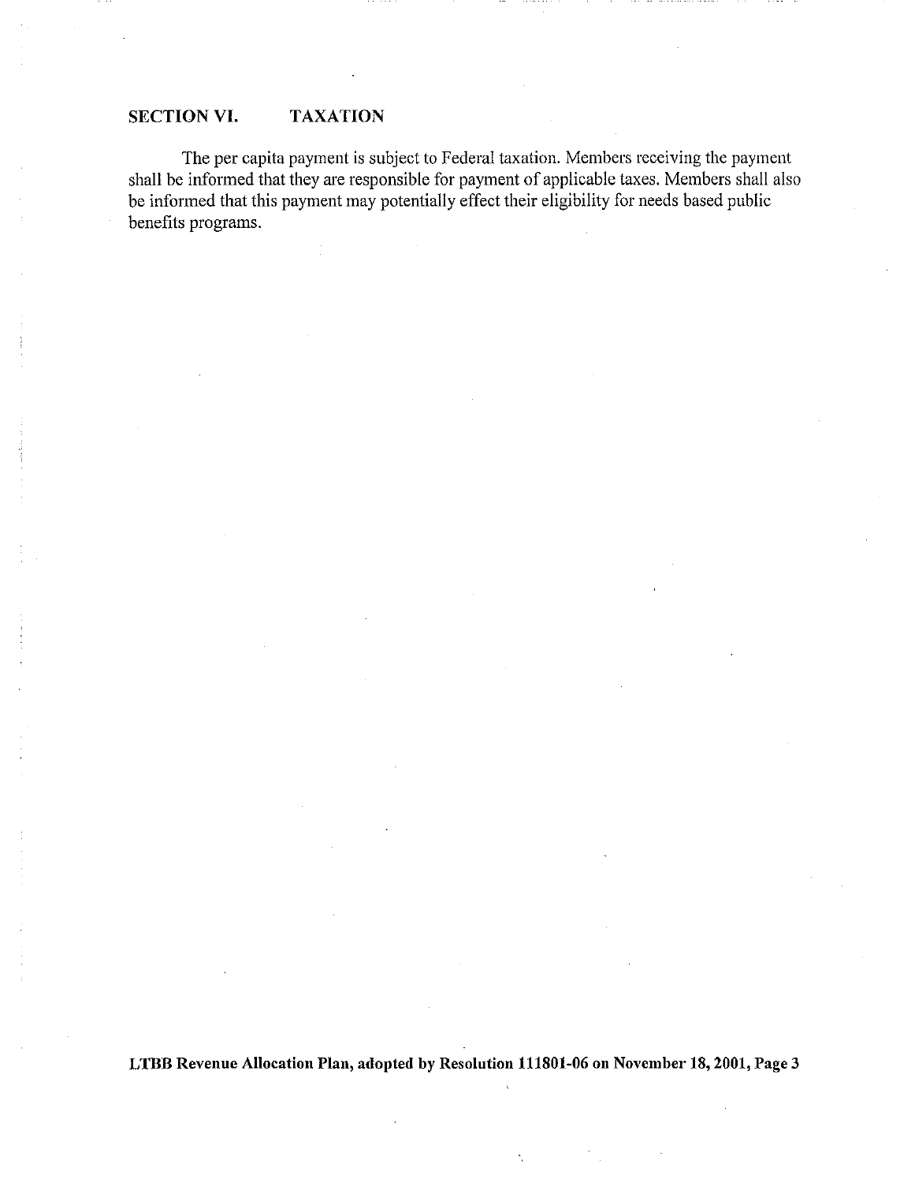## SECTION VI. TAXATION

The per capita payment is subject to Federal taxation. Members receiving the payment shall be informed that they are responsible for payment of applicable taxes. Members shall also be informed that this payment may potentially effect their eligibility for needs based public benefits programs.